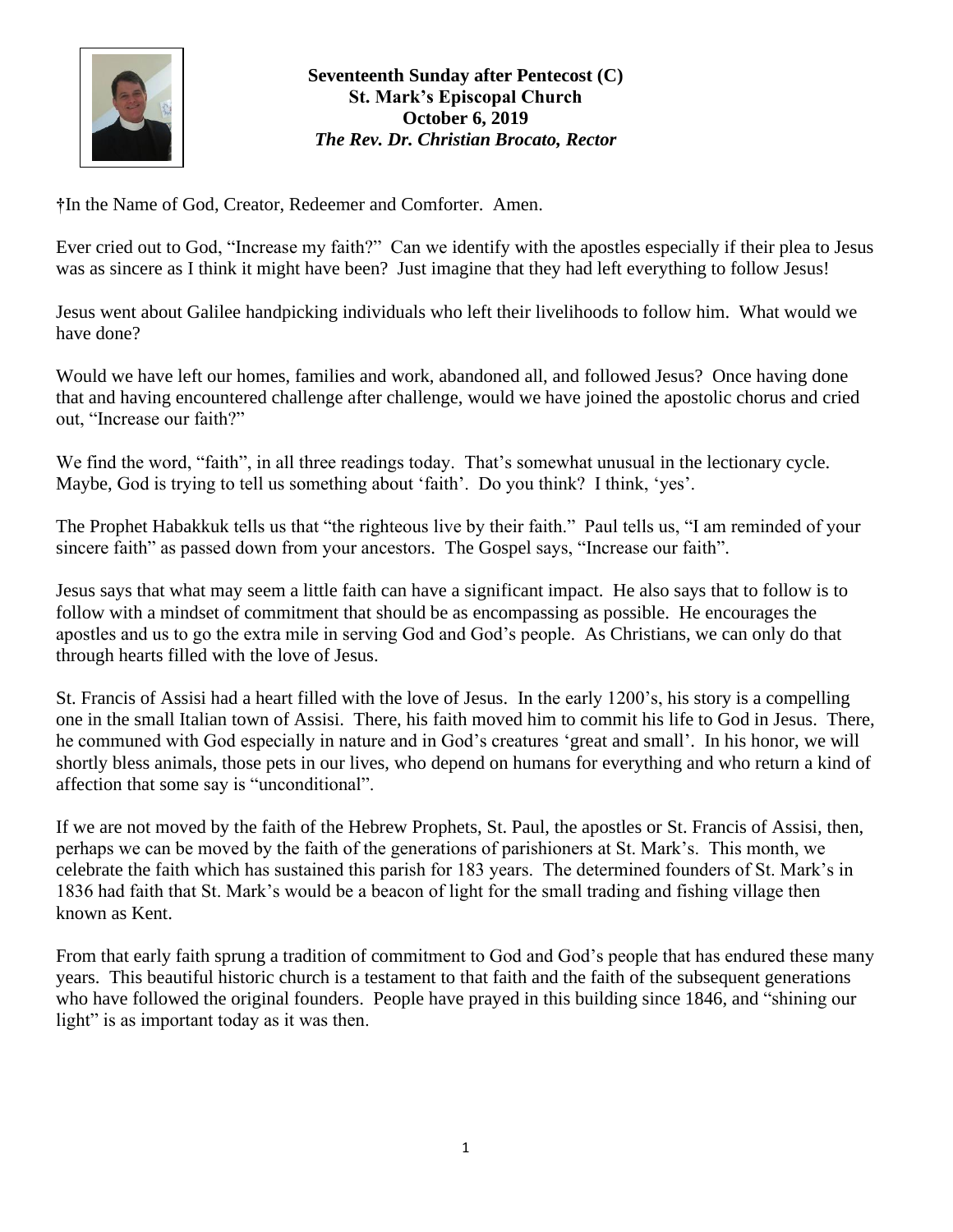**Seventeenth Sunday after Pentecost (C)**
**St. Mark's Episcopal Church**
**October 6, 2019**
***The Rev. Dr. Christian Brocato, Rector***

†In the Name of God, Creator, Redeemer and Comforter. Amen.

Ever cried out to God, "Increase my faith?" Can we identify with the apostles especially if their plea to Jesus was as sincere as I think it might have been? Just imagine that they had left everything to follow Jesus!

Jesus went about Galilee handpicking individuals who left their livelihoods to follow him. What would we have done?

Would we have left our homes, families and work, abandoned all, and followed Jesus? Once having done that and having encountered challenge after challenge, would we have joined the apostolic chorus and cried out, "Increase our faith?"

We find the word, "faith", in all three readings today. That's somewhat unusual in the lectionary cycle. Maybe, God is trying to tell us something about 'faith'. Do you think? I think, 'yes'.

The Prophet Habakkuk tells us that "the righteous live by their faith." Paul tells us, "I am reminded of your sincere faith" as passed down from your ancestors. The Gospel says, "Increase our faith".

Jesus says that what may seem a little faith can have a significant impact. He also says that to follow is to follow with a mindset of commitment that should be as encompassing as possible. He encourages the apostles and us to go the extra mile in serving God and God's people. As Christians, we can only do that through hearts filled with the love of Jesus.

St. Francis of Assisi had a heart filled with the love of Jesus. In the early 1200's, his story is a compelling one in the small Italian town of Assisi. There, his faith moved him to commit his life to God in Jesus. There, he communed with God especially in nature and in God's creatures 'great and small'. In his honor, we will shortly bless animals, those pets in our lives, who depend on humans for everything and who return a kind of affection that some say is "unconditional".

If we are not moved by the faith of the Hebrew Prophets, St. Paul, the apostles or St. Francis of Assisi, then, perhaps we can be moved by the faith of the generations of parishioners at St. Mark's. This month, we celebrate the faith which has sustained this parish for 183 years. The determined founders of St. Mark's in 1836 had faith that St. Mark's would be a beacon of light for the small trading and fishing village then known as Kent.

From that early faith sprung a tradition of commitment to God and God's people that has endured these many years. This beautiful historic church is a testament to that faith and the faith of the subsequent generations who have followed the original founders. People have prayed in this building since 1846, and "shining our light" is as important today as it was then.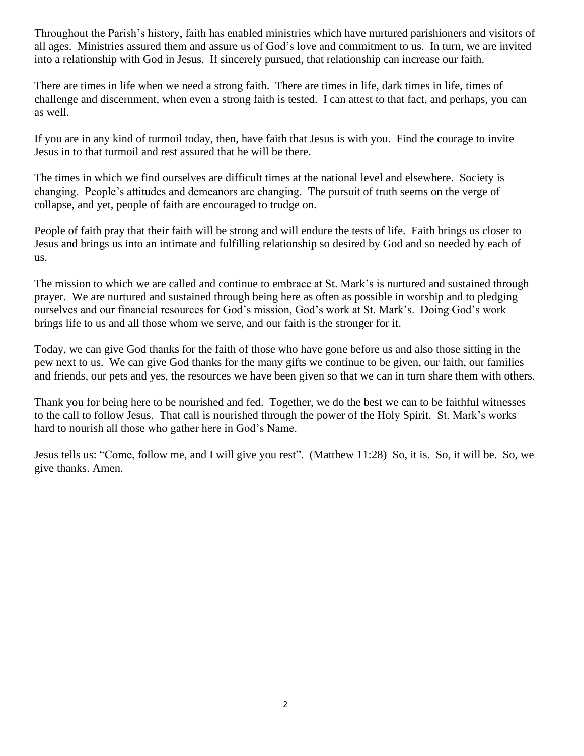Throughout the Parish's history, faith has enabled ministries which have nurtured parishioners and visitors of all ages. Ministries assured them and assure us of God's love and commitment to us. In turn, we are invited into a relationship with God in Jesus. If sincerely pursued, that relationship can increase our faith.

There are times in life when we need a strong faith. There are times in life, dark times in life, times of challenge and discernment, when even a strong faith is tested. I can attest to that fact, and perhaps, you can as well.

If you are in any kind of turmoil today, then, have faith that Jesus is with you. Find the courage to invite Jesus in to that turmoil and rest assured that he will be there.

The times in which we find ourselves are difficult times at the national level and elsewhere. Society is changing. People's attitudes and demeanors are changing. The pursuit of truth seems on the verge of collapse, and yet, people of faith are encouraged to trudge on.

People of faith pray that their faith will be strong and will endure the tests of life. Faith brings us closer to Jesus and brings us into an intimate and fulfilling relationship so desired by God and so needed by each of us.

The mission to which we are called and continue to embrace at St. Mark's is nurtured and sustained through prayer. We are nurtured and sustained through being here as often as possible in worship and to pledging ourselves and our financial resources for God's mission, God's work at St. Mark's. Doing God's work brings life to us and all those whom we serve, and our faith is the stronger for it.

Today, we can give God thanks for the faith of those who have gone before us and also those sitting in the pew next to us. We can give God thanks for the many gifts we continue to be given, our faith, our families and friends, our pets and yes, the resources we have been given so that we can in turn share them with others.

Thank you for being here to be nourished and fed. Together, we do the best we can to be faithful witnesses to the call to follow Jesus. That call is nourished through the power of the Holy Spirit. St. Mark's works hard to nourish all those who gather here in God's Name.

Jesus tells us: "Come, follow me, and I will give you rest". (Matthew 11:28) So, it is. So, it will be. So, we give thanks. Amen.